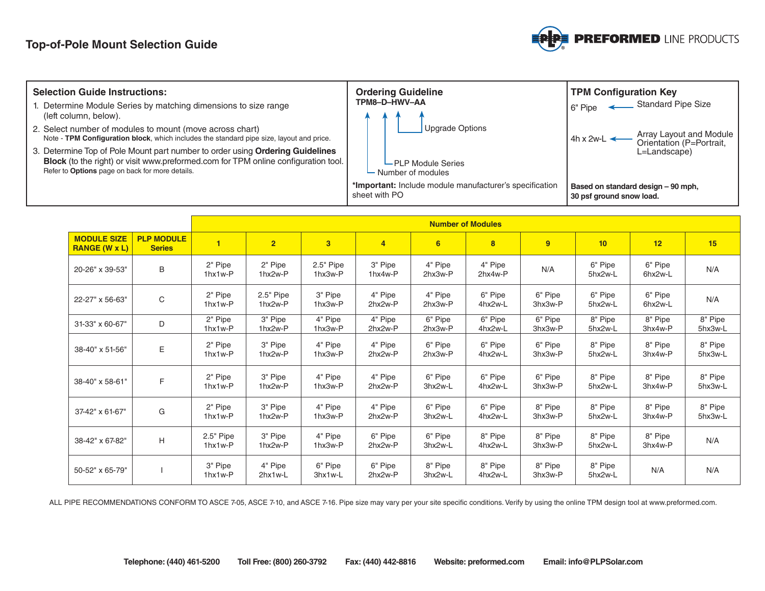# Top-of-Pole Mount Selection Guide

PREFORMED LINE PRODUCTS

## Selection Guide Instructions:

1. Determine Module Series by matching dimensions to size range (left column, below).
2. Select number of modules to mount (move across chart)
   Note - **TPM Configuration block**, which includes the standard pipe size, layout and price.
3. Determine Top of Pole Mount part number to order using **Ordering Guidelines Block** (to the right) or visit www.preformed.com for TPM online configuration tool.
   Refer to **Options** page on back for more details.

## Ordering Guideline

**TPM8–D–HWV–AA**

- Number of modules
- PLP Module Series
- Upgrade Options

***Important:** Include module manufacturer's specification sheet with PO

## TPM Configuration Key

- 6" Pipe ← Standard Pipe Size
- 4h x 2w-L ← Array Layout and Module Orientation (P=Portrait, L=Landscape)

**Based on standard design – 90 mph, 30 psf ground snow load.**

| | | Number of Modules | | | | | | | | | |
|---|---|---|---|---|---|---|---|---|---|---|---|
| **MODULE SIZE RANGE (W x L)** | **PLP MODULE Series** | **1** | **2** | **3** | **4** | **6** | **8** | **9** | **10** | **12** | **15** |
| 20-26" x 39-53" | B | 2" Pipe 1hx1w-P | 2" Pipe 1hx2w-P | 2.5" Pipe 1hx3w-P | 3" Pipe 1hx4w-P | 4" Pipe 2hx3w-P | 4" Pipe 2hx4w-P | N/A | 6" Pipe 5hx2w-L | 6" Pipe 6hx2w-L | N/A |
| 22-27" x 56-63" | C | 2" Pipe 1hx1w-P | 2.5" Pipe 1hx2w-P | 3" Pipe 1hx3w-P | 4" Pipe 2hx2w-P | 4" Pipe 2hx3w-P | 6" Pipe 4hx2w-L | 6" Pipe 3hx3w-P | 6" Pipe 5hx2w-L | 6" Pipe 6hx2w-L | N/A |
| 31-33" x 60-67" | D | 2" Pipe 1hx1w-P | 3" Pipe 1hx2w-P | 4" Pipe 1hx3w-P | 4" Pipe 2hx2w-P | 6" Pipe 2hx3w-P | 6" Pipe 4hx2w-L | 6" Pipe 3hx3w-P | 8" Pipe 5hx2w-L | 8" Pipe 3hx4w-P | 8" Pipe 5hx3w-L |
| 38-40" x 51-56" | E | 2" Pipe 1hx1w-P | 3" Pipe 1hx2w-P | 4" Pipe 1hx3w-P | 4" Pipe 2hx2w-P | 6" Pipe 2hx3w-P | 6" Pipe 4hx2w-L | 6" Pipe 3hx3w-P | 8" Pipe 5hx2w-L | 8" Pipe 3hx4w-P | 8" Pipe 5hx3w-L |
| 38-40" x 58-61" | F | 2" Pipe 1hx1w-P | 3" Pipe 1hx2w-P | 4" Pipe 1hx3w-P | 4" Pipe 2hx2w-P | 6" Pipe 3hx2w-L | 6" Pipe 4hx2w-L | 6" Pipe 3hx3w-P | 8" Pipe 5hx2w-L | 8" Pipe 3hx4w-P | 8" Pipe 5hx3w-L |
| 37-42" x 61-67" | G | 2" Pipe 1hx1w-P | 3" Pipe 1hx2w-P | 4" Pipe 1hx3w-P | 4" Pipe 2hx2w-P | 6" Pipe 3hx2w-L | 6" Pipe 4hx2w-L | 8" Pipe 3hx3w-P | 8" Pipe 5hx2w-L | 8" Pipe 3hx4w-P | 8" Pipe 5hx3w-L |
| 38-42" x 67-82" | H | 2.5" Pipe 1hx1w-P | 3" Pipe 1hx2w-P | 4" Pipe 1hx3w-P | 6" Pipe 2hx2w-P | 6" Pipe 3hx2w-L | 8" Pipe 4hx2w-L | 8" Pipe 3hx3w-P | 8" Pipe 5hx2w-L | 8" Pipe 3hx4w-P | N/A |
| 50-52" x 65-79" | I | 3" Pipe 1hx1w-P | 4" Pipe 2hx1w-L | 6" Pipe 3hx1w-L | 6" Pipe 2hx2w-P | 8" Pipe 3hx2w-L | 8" Pipe 4hx2w-L | 8" Pipe 3hx3w-P | 8" Pipe 5hx2w-L | N/A | N/A |

ALL PIPE RECOMMENDATIONS CONFORM TO ASCE 7-05, ASCE 7-10, and ASCE 7-16. Pipe size may vary per your site specific conditions. Verify by using the online TPM design tool at www.preformed.com.

**Telephone: (440) 461-5200** **Toll Free: (800) 260-3792** **Fax: (440) 442-8816** **Website: preformed.com** **Email: info@PLPSolar.com**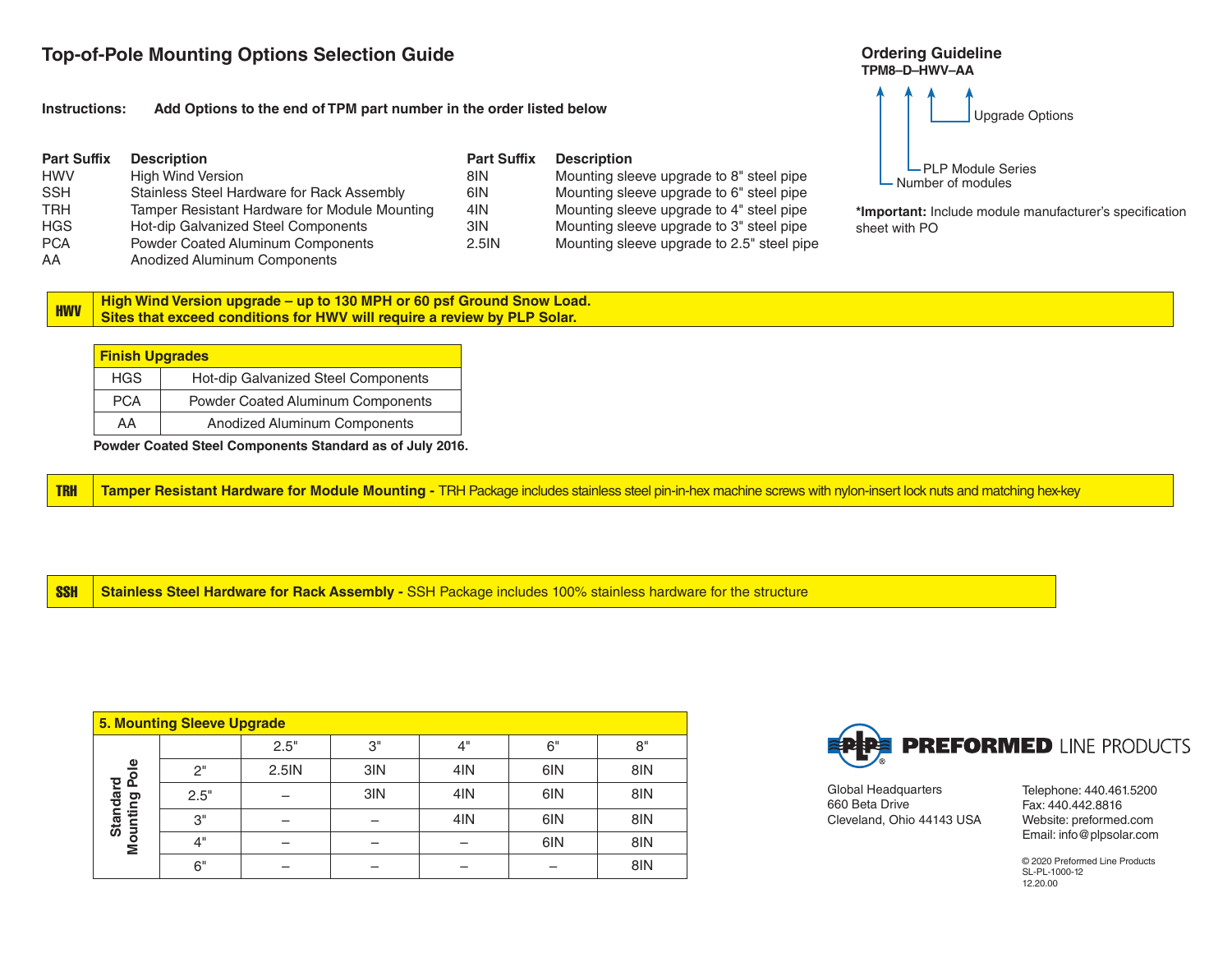# Top-of-Pole Mounting Options Selection Guide

**Instructions:** **Add Options to the end of TPM part number in the order listed below**

| Part Suffix | Description |
|---|---|
| HWV | High Wind Version |
| SSH | Stainless Steel Hardware for Rack Assembly |
| TRH | Tamper Resistant Hardware for Module Mounting |
| HGS | Hot-dip Galvanized Steel Components |
| PCA | Powder Coated Aluminum Components |
| AA | Anodized Aluminum Components |

| Part Suffix | Description |
|---|---|
| 8IN | Mounting sleeve upgrade to 8" steel pipe |
| 6IN | Mounting sleeve upgrade to 6" steel pipe |
| 4IN | Mounting sleeve upgrade to 4" steel pipe |
| 3IN | Mounting sleeve upgrade to 3" steel pipe |
| 2.5IN | Mounting sleeve upgrade to 2.5" steel pipe |

## Ordering Guideline

**TPM8–D–HWV–AA**

- Number of modules
- PLP Module Series
- Upgrade Options

***Important:** Include module manufacturer's specification sheet with PO

**HWV** — **High Wind Version upgrade – up to 130 MPH or 60 psf Ground Snow Load. Sites that exceed conditions for HWV will require a review by PLP Solar.**

| Finish Upgrades | |
|---|---|
| HGS | Hot-dip Galvanized Steel Components |
| PCA | Powder Coated Aluminum Components |
| AA | Anodized Aluminum Components |

**Powder Coated Steel Components Standard as of July 2016.**

**TRH** — **Tamper Resistant Hardware for Module Mounting -** TRH Package includes stainless steel pin-in-hex machine screws with nylon-insert lock nuts and matching hex-key

**SSH** — **Stainless Steel Hardware for Rack Assembly -** SSH Package includes 100% stainless hardware for the structure

**5. Mounting Sleeve Upgrade**

| Standard Mounting Pole | 2.5" | 3" | 4" | 6" | 8" |
|---|---|---|---|---|---|
| 2" | 2.5IN | 3IN | 4IN | 6IN | 8IN |
| 2.5" | – | 3IN | 4IN | 6IN | 8IN |
| 3" | – | – | 4IN | 6IN | 8IN |
| 4" | – | – | – | 6IN | 8IN |
| 6" | – | – | – | – | 8IN |

**PREFORMED** LINE PRODUCTS

Global Headquarters
660 Beta Drive
Cleveland, Ohio 44143 USA

Telephone: 440.461.5200
Fax: 440.442.8816
Website: preformed.com
Email: info@plpsolar.com

© 2020 Preformed Line Products
SL-PL-1000-12
12.20.00